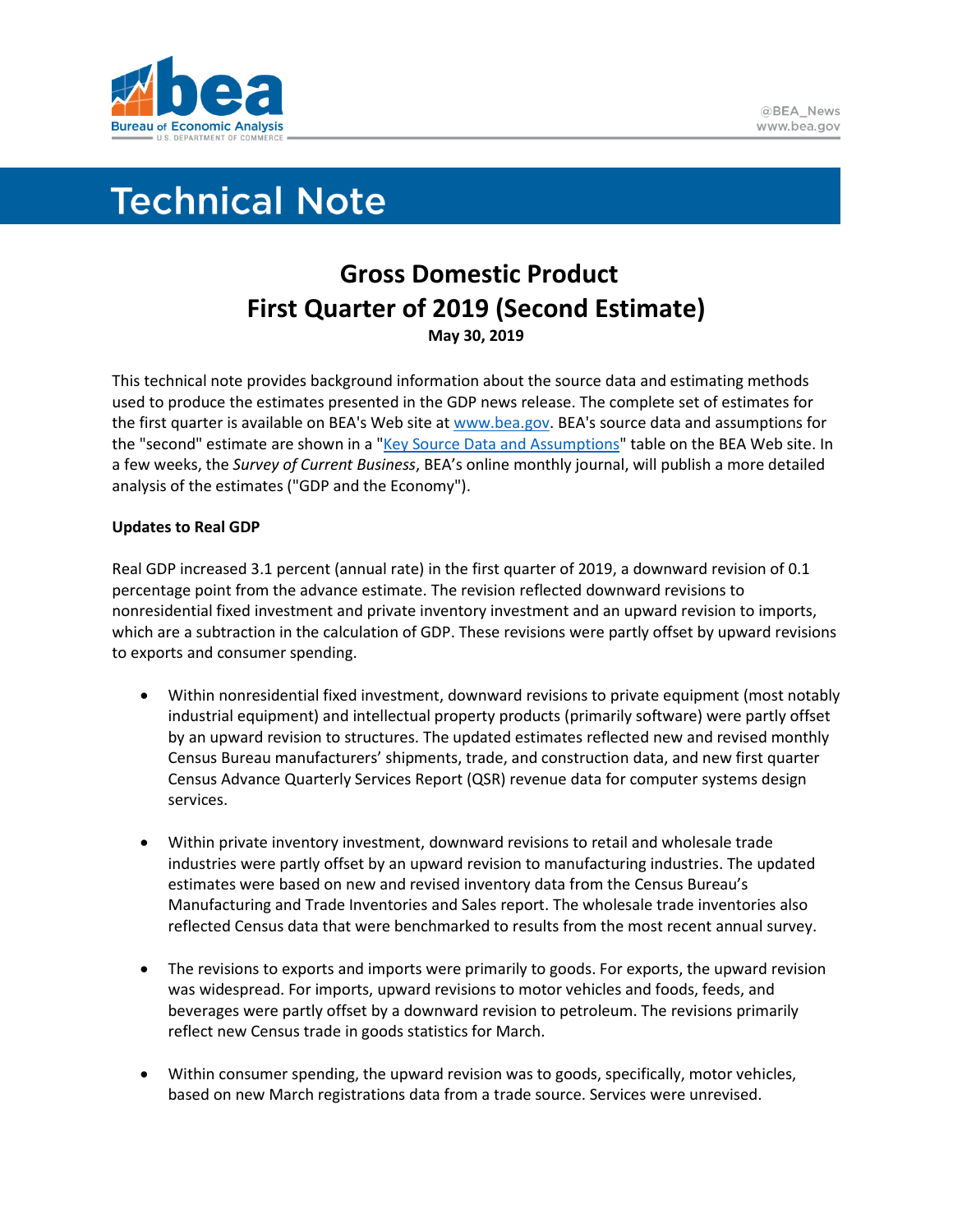# Technical Note

## Gross Domestic Product
## First Quarter of 2019 (Second Estimate)

**May 30, 2019**

This technical note provides background information about the source data and estimating methods used to produce the estimates presented in the GDP news release. The complete set of estimates for the first quarter is available on BEA's Web site at [www.bea.gov](www.bea.gov). BEA's source data and assumptions for the "second" estimate are shown in a "[Key Source Data and Assumptions]()" table on the BEA Web site. In a few weeks, the *Survey of Current Business*, BEA's online monthly journal, will publish a more detailed analysis of the estimates ("GDP and the Economy").

**Updates to Real GDP**

Real GDP increased 3.1 percent (annual rate) in the first quarter of 2019, a downward revision of 0.1 percentage point from the advance estimate. The revision reflected downward revisions to nonresidential fixed investment and private inventory investment and an upward revision to imports, which are a subtraction in the calculation of GDP. These revisions were partly offset by upward revisions to exports and consumer spending.

- Within nonresidential fixed investment, downward revisions to private equipment (most notably industrial equipment) and intellectual property products (primarily software) were partly offset by an upward revision to structures. The updated estimates reflected new and revised monthly Census Bureau manufacturers' shipments, trade, and construction data, and new first quarter Census Advance Quarterly Services Report (QSR) revenue data for computer systems design services.

- Within private inventory investment, downward revisions to retail and wholesale trade industries were partly offset by an upward revision to manufacturing industries. The updated estimates were based on new and revised inventory data from the Census Bureau's Manufacturing and Trade Inventories and Sales report. The wholesale trade inventories also reflected Census data that were benchmarked to results from the most recent annual survey.

- The revisions to exports and imports were primarily to goods. For exports, the upward revision was widespread. For imports, upward revisions to motor vehicles and foods, feeds, and beverages were partly offset by a downward revision to petroleum. The revisions primarily reflect new Census trade in goods statistics for March.

- Within consumer spending, the upward revision was to goods, specifically, motor vehicles, based on new March registrations data from a trade source. Services were unrevised.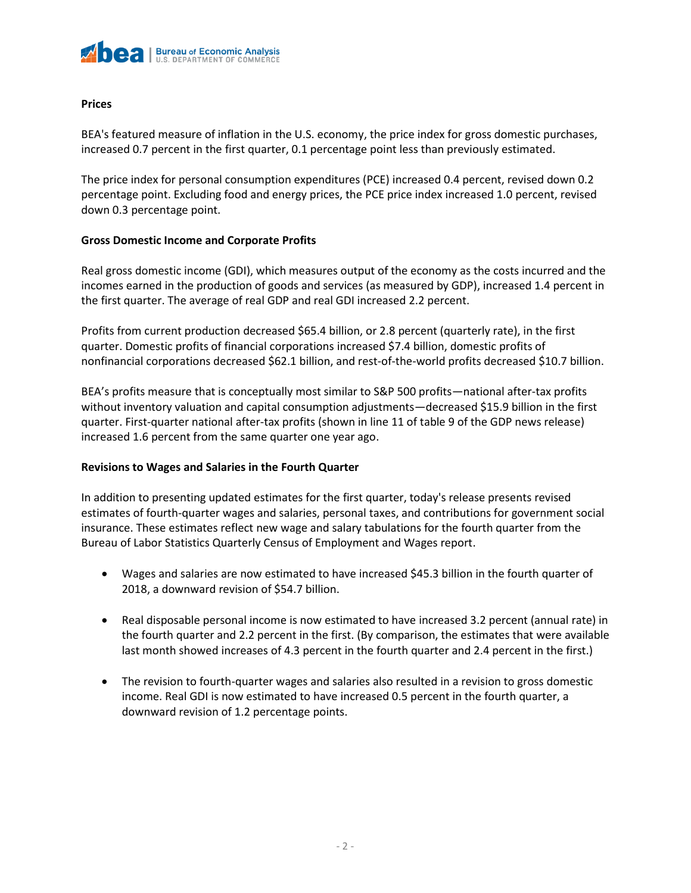**Prices**

BEA's featured measure of inflation in the U.S. economy, the price index for gross domestic purchases, increased 0.7 percent in the first quarter, 0.1 percentage point less than previously estimated.

The price index for personal consumption expenditures (PCE) increased 0.4 percent, revised down 0.2 percentage point. Excluding food and energy prices, the PCE price index increased 1.0 percent, revised down 0.3 percentage point.

**Gross Domestic Income and Corporate Profits**

Real gross domestic income (GDI), which measures output of the economy as the costs incurred and the incomes earned in the production of goods and services (as measured by GDP), increased 1.4 percent in the first quarter. The average of real GDP and real GDI increased 2.2 percent.

Profits from current production decreased $65.4 billion, or 2.8 percent (quarterly rate), in the first quarter. Domestic profits of financial corporations increased $7.4 billion, domestic profits of nonfinancial corporations decreased $62.1 billion, and rest-of-the-world profits decreased $10.7 billion.

BEA's profits measure that is conceptually most similar to S&P 500 profits—national after-tax profits without inventory valuation and capital consumption adjustments—decreased $15.9 billion in the first quarter. First-quarter national after-tax profits (shown in line 11 of table 9 of the GDP news release) increased 1.6 percent from the same quarter one year ago.

**Revisions to Wages and Salaries in the Fourth Quarter**

In addition to presenting updated estimates for the first quarter, today's release presents revised estimates of fourth-quarter wages and salaries, personal taxes, and contributions for government social insurance. These estimates reflect new wage and salary tabulations for the fourth quarter from the Bureau of Labor Statistics Quarterly Census of Employment and Wages report.

- Wages and salaries are now estimated to have increased $45.3 billion in the fourth quarter of 2018, a downward revision of $54.7 billion.

- Real disposable personal income is now estimated to have increased 3.2 percent (annual rate) in the fourth quarter and 2.2 percent in the first. (By comparison, the estimates that were available last month showed increases of 4.3 percent in the fourth quarter and 2.4 percent in the first.)

- The revision to fourth-quarter wages and salaries also resulted in a revision to gross domestic income. Real GDI is now estimated to have increased 0.5 percent in the fourth quarter, a downward revision of 1.2 percentage points.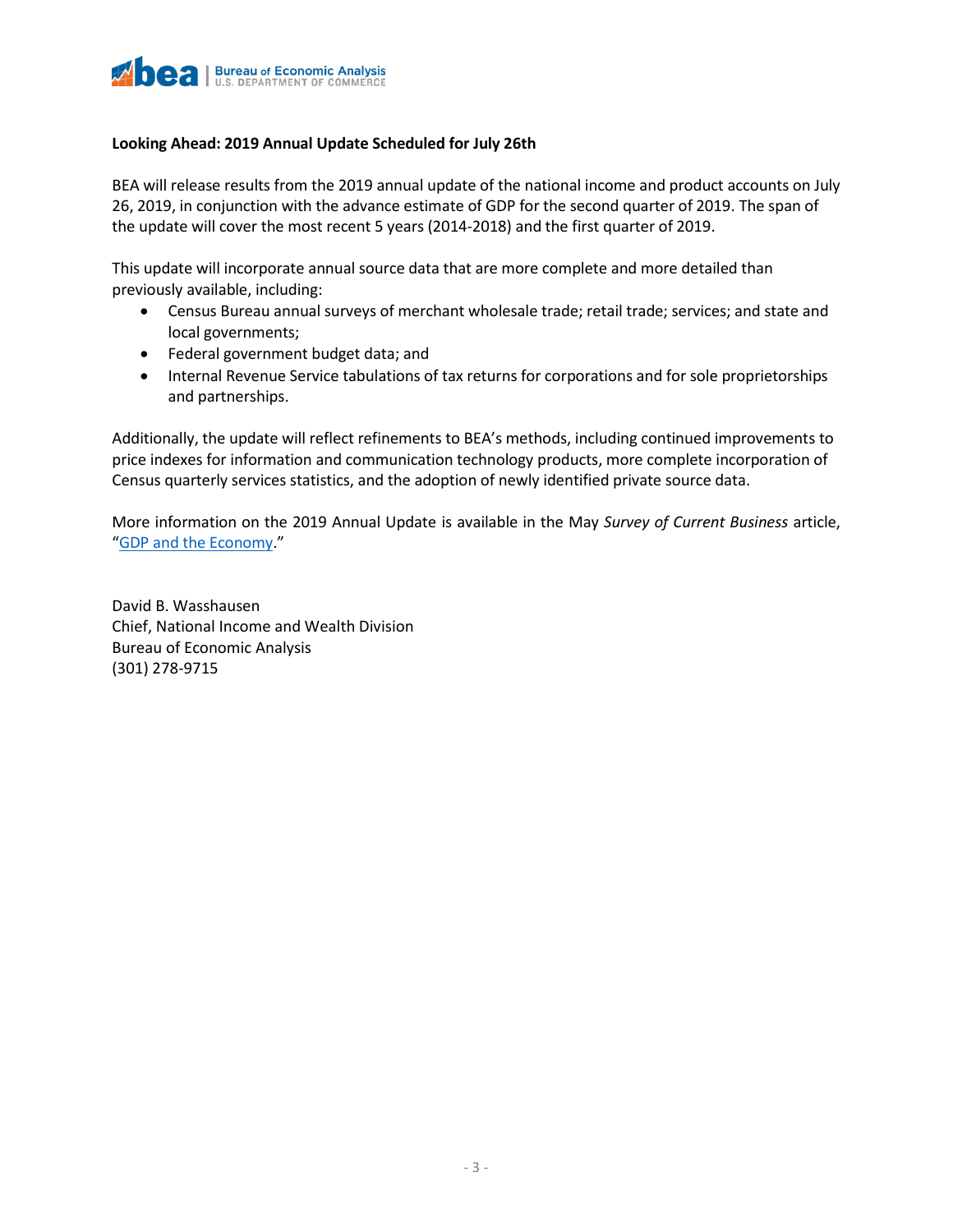**Looking Ahead: 2019 Annual Update Scheduled for July 26th**

BEA will release results from the 2019 annual update of the national income and product accounts on July 26, 2019, in conjunction with the advance estimate of GDP for the second quarter of 2019. The span of the update will cover the most recent 5 years (2014-2018) and the first quarter of 2019.

This update will incorporate annual source data that are more complete and more detailed than previously available, including:

- Census Bureau annual surveys of merchant wholesale trade; retail trade; services; and state and local governments;
- Federal government budget data; and
- Internal Revenue Service tabulations of tax returns for corporations and for sole proprietorships and partnerships.

Additionally, the update will reflect refinements to BEA's methods, including continued improvements to price indexes for information and communication technology products, more complete incorporation of Census quarterly services statistics, and the adoption of newly identified private source data.

More information on the 2019 Annual Update is available in the May *Survey of Current Business* article, "GDP and the Economy."

David B. Wasshausen
Chief, National Income and Wealth Division
Bureau of Economic Analysis
(301) 278-9715